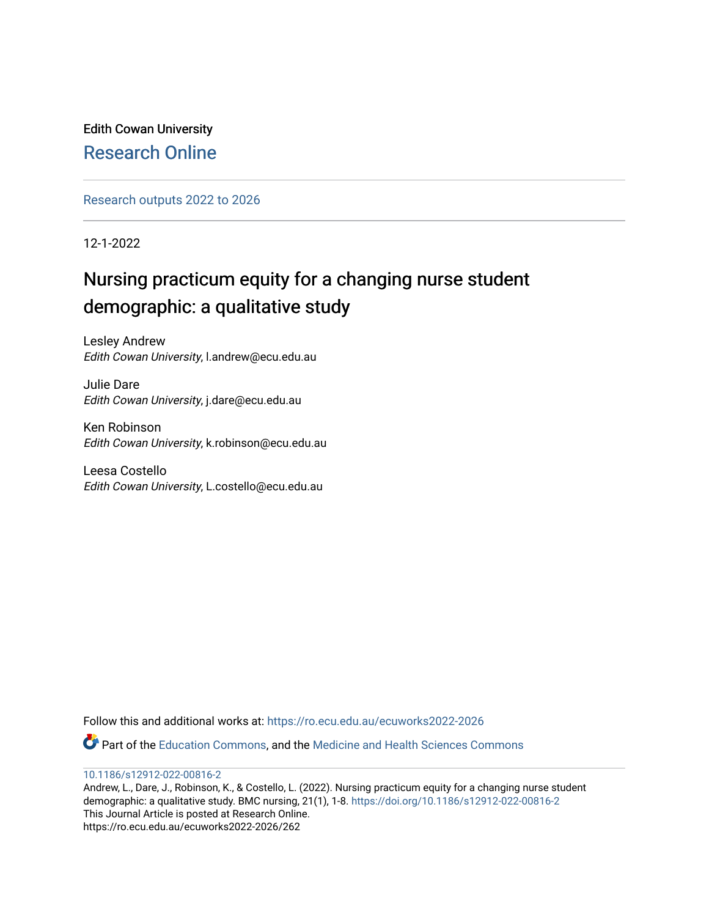Edith Cowan University

Research Online

Research outputs 2022 to 2026

12-1-2022

# Nursing practicum equity for a changing nurse student demographic: a qualitative study

Lesley Andrew
*Edith Cowan University*, l.andrew@ecu.edu.au

Julie Dare
*Edith Cowan University*, j.dare@ecu.edu.au

Ken Robinson
*Edith Cowan University*, k.robinson@ecu.edu.au

Leesa Costello
*Edith Cowan University*, L.costello@ecu.edu.au

Follow this and additional works at: https://ro.ecu.edu.au/ecuworks2022-2026

Part of the Education Commons, and the Medicine and Health Sciences Commons

10.1186/s12912-022-00816-2
Andrew, L., Dare, J., Robinson, K., & Costello, L. (2022). Nursing practicum equity for a changing nurse student demographic: a qualitative study. BMC nursing, 21(1), 1-8. https://doi.org/10.1186/s12912-022-00816-2
This Journal Article is posted at Research Online.
https://ro.ecu.edu.au/ecuworks2022-2026/262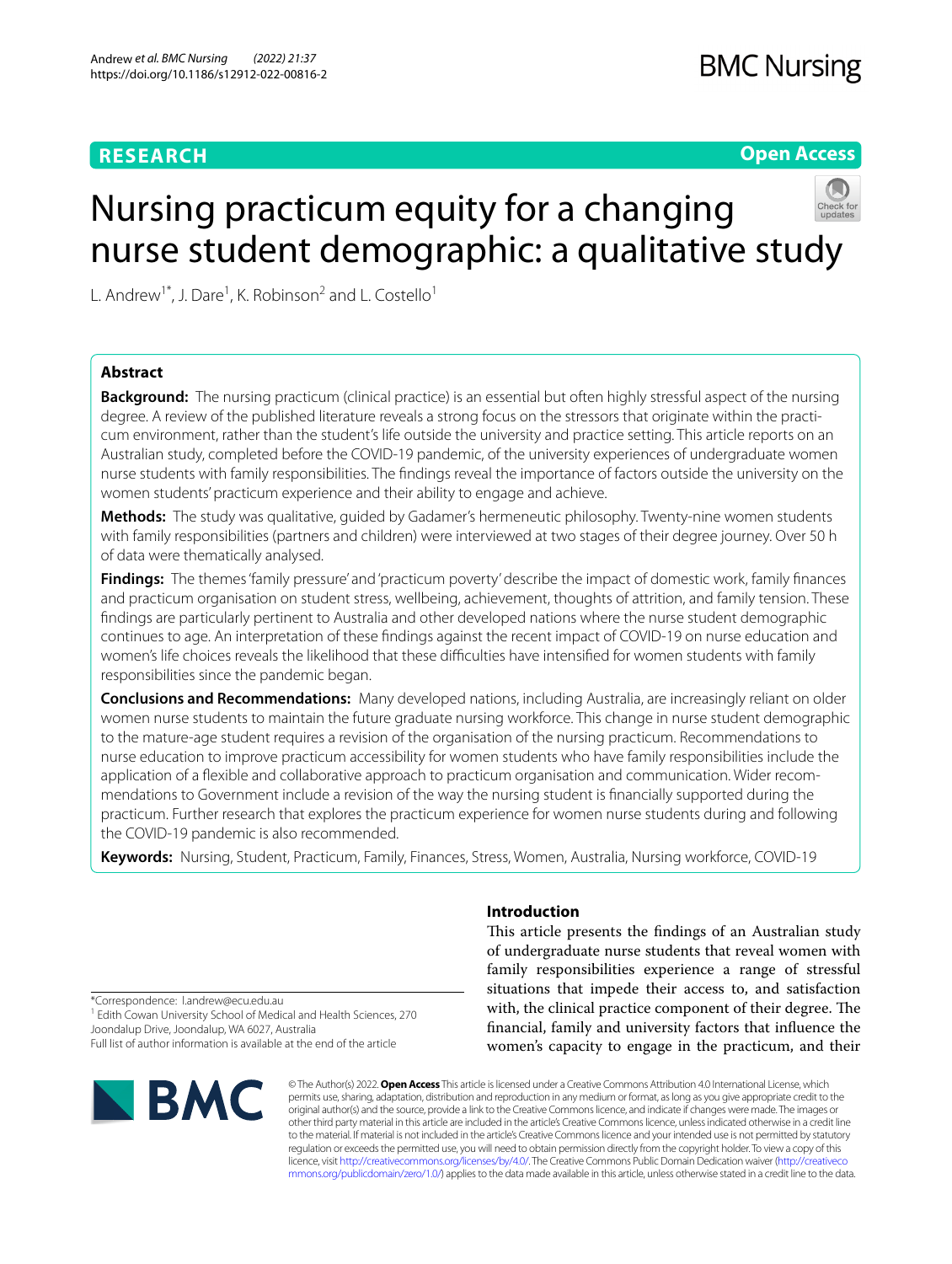# Nursing practicum equity for a changing nurse student demographic: a qualitative study

L. Andrew[1*], J. Dare[1], K. Robinson[2] and L. Costello[1]

## Abstract

**Background:** The nursing practicum (clinical practice) is an essential but often highly stressful aspect of the nursing degree. A review of the published literature reveals a strong focus on the stressors that originate within the practicum environment, rather than the student's life outside the university and practice setting. This article reports on an Australian study, completed before the COVID-19 pandemic, of the university experiences of undergraduate women nurse students with family responsibilities. The findings reveal the importance of factors outside the university on the women students' practicum experience and their ability to engage and achieve.

**Methods:** The study was qualitative, guided by Gadamer's hermeneutic philosophy. Twenty-nine women students with family responsibilities (partners and children) were interviewed at two stages of their degree journey. Over 50 h of data were thematically analysed.

**Findings:** The themes 'family pressure' and 'practicum poverty' describe the impact of domestic work, family finances and practicum organisation on student stress, wellbeing, achievement, thoughts of attrition, and family tension. These findings are particularly pertinent to Australia and other developed nations where the nurse student demographic continues to age. An interpretation of these findings against the recent impact of COVID-19 on nurse education and women's life choices reveals the likelihood that these difficulties have intensified for women students with family responsibilities since the pandemic began.

**Conclusions and Recommendations:** Many developed nations, including Australia, are increasingly reliant on older women nurse students to maintain the future graduate nursing workforce. This change in nurse student demographic to the mature-age student requires a revision of the organisation of the nursing practicum. Recommendations to nurse education to improve practicum accessibility for women students who have family responsibilities include the application of a flexible and collaborative approach to practicum organisation and communication. Wider recommendations to Government include a revision of the way the nursing student is financially supported during the practicum. Further research that explores the practicum experience for women nurse students during and following the COVID-19 pandemic is also recommended.

**Keywords:** Nursing, Student, Practicum, Family, Finances, Stress, Women, Australia, Nursing workforce, COVID-19

## Introduction

This article presents the findings of an Australian study of undergraduate nurse students that reveal women with family responsibilities experience a range of stressful situations that impede their access to, and satisfaction with, the clinical practice component of their degree. The financial, family and university factors that influence the women's capacity to engage in the practicum, and their

*Correspondence: l.andrew@ecu.edu.au
[1] Edith Cowan University School of Medical and Health Sciences, 270 Joondalup Drive, Joondalup, WA 6027, Australia
Full list of author information is available at the end of the article

© The Author(s) 2022. **Open Access** This article is licensed under a Creative Commons Attribution 4.0 International License, which permits use, sharing, adaptation, distribution and reproduction in any medium or format, as long as you give appropriate credit to the original author(s) and the source, provide a link to the Creative Commons licence, and indicate if changes were made. The images or other third party material in this article are included in the article's Creative Commons licence, unless indicated otherwise in a credit line to the material. If material is not included in the article's Creative Commons licence and your intended use is not permitted by statutory regulation or exceeds the permitted use, you will need to obtain permission directly from the copyright holder. To view a copy of this licence, visit http://creativecommons.org/licenses/by/4.0/. The Creative Commons Public Domain Dedication waiver (http://creativecommons.org/publicdomain/zero/1.0/) applies to the data made available in this article, unless otherwise stated in a credit line to the data.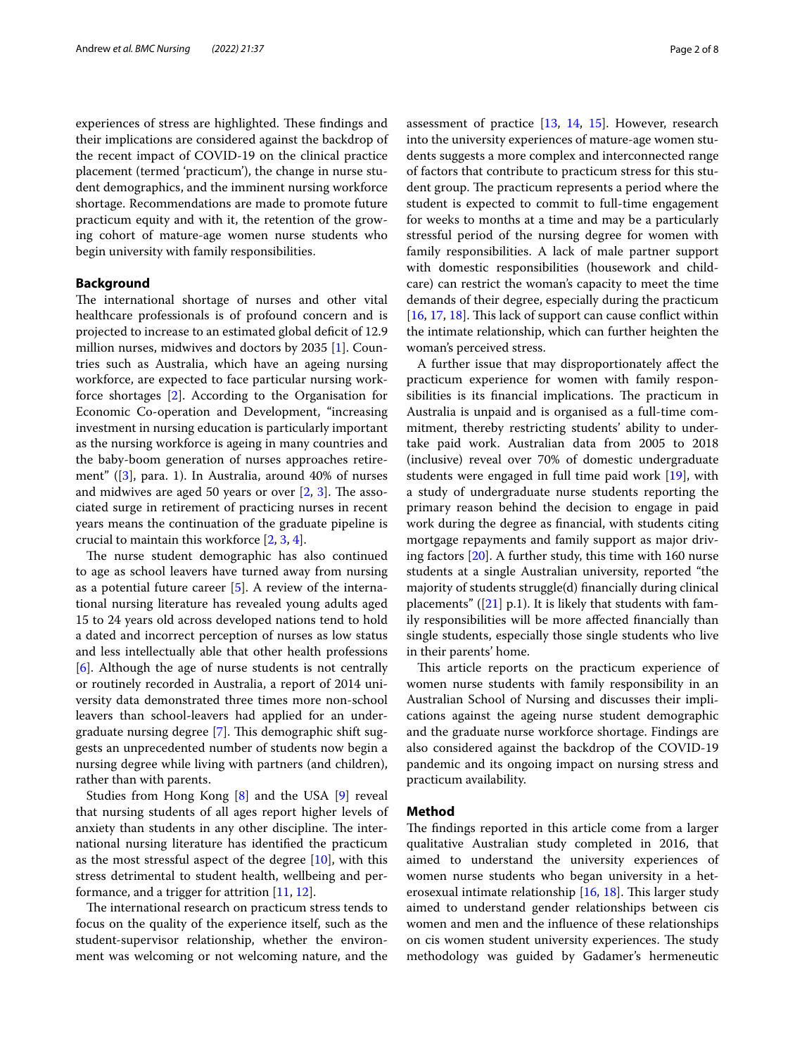experiences of stress are highlighted. These findings and their implications are considered against the backdrop of the recent impact of COVID-19 on the clinical practice placement (termed 'practicum'), the change in nurse student demographics, and the imminent nursing workforce shortage. Recommendations are made to promote future practicum equity and with it, the retention of the growing cohort of mature-age women nurse students who begin university with family responsibilities.

## Background

The international shortage of nurses and other vital healthcare professionals is of profound concern and is projected to increase to an estimated global deficit of 12.9 million nurses, midwives and doctors by 2035 [1]. Countries such as Australia, which have an ageing nursing workforce, are expected to face particular nursing workforce shortages [2]. According to the Organisation for Economic Co-operation and Development, "increasing investment in nursing education is particularly important as the nursing workforce is ageing in many countries and the baby-boom generation of nurses approaches retirement" ([3], para. 1). In Australia, around 40% of nurses and midwives are aged 50 years or over [2, 3]. The associated surge in retirement of practicing nurses in recent years means the continuation of the graduate pipeline is crucial to maintain this workforce [2, 3, 4].

The nurse student demographic has also continued to age as school leavers have turned away from nursing as a potential future career [5]. A review of the international nursing literature has revealed young adults aged 15 to 24 years old across developed nations tend to hold a dated and incorrect perception of nurses as low status and less intellectually able that other health professions [6]. Although the age of nurse students is not centrally or routinely recorded in Australia, a report of 2014 university data demonstrated three times more non-school leavers than school-leavers had applied for an undergraduate nursing degree [7]. This demographic shift suggests an unprecedented number of students now begin a nursing degree while living with partners (and children), rather than with parents.

Studies from Hong Kong [8] and the USA [9] reveal that nursing students of all ages report higher levels of anxiety than students in any other discipline. The international nursing literature has identified the practicum as the most stressful aspect of the degree [10], with this stress detrimental to student health, wellbeing and performance, and a trigger for attrition [11, 12].

The international research on practicum stress tends to focus on the quality of the experience itself, such as the student-supervisor relationship, whether the environment was welcoming or not welcoming nature, and the assessment of practice [13, 14, 15]. However, research into the university experiences of mature-age women students suggests a more complex and interconnected range of factors that contribute to practicum stress for this student group. The practicum represents a period where the student is expected to commit to full-time engagement for weeks to months at a time and may be a particularly stressful period of the nursing degree for women with family responsibilities. A lack of male partner support with domestic responsibilities (housework and childcare) can restrict the woman's capacity to meet the time demands of their degree, especially during the practicum [16, 17, 18]. This lack of support can cause conflict within the intimate relationship, which can further heighten the woman's perceived stress.

A further issue that may disproportionately affect the practicum experience for women with family responsibilities is its financial implications. The practicum in Australia is unpaid and is organised as a full-time commitment, thereby restricting students' ability to undertake paid work. Australian data from 2005 to 2018 (inclusive) reveal over 70% of domestic undergraduate students were engaged in full time paid work [19], with a study of undergraduate nurse students reporting the primary reason behind the decision to engage in paid work during the degree as financial, with students citing mortgage repayments and family support as major driving factors [20]. A further study, this time with 160 nurse students at a single Australian university, reported "the majority of students struggle(d) financially during clinical placements" ([21] p.1). It is likely that students with family responsibilities will be more affected financially than single students, especially those single students who live in their parents' home.

This article reports on the practicum experience of women nurse students with family responsibility in an Australian School of Nursing and discusses their implications against the ageing nurse student demographic and the graduate nurse workforce shortage. Findings are also considered against the backdrop of the COVID-19 pandemic and its ongoing impact on nursing stress and practicum availability.

## Method

The findings reported in this article come from a larger qualitative Australian study completed in 2016, that aimed to understand the university experiences of women nurse students who began university in a heterosexual intimate relationship [16, 18]. This larger study aimed to understand gender relationships between cis women and men and the influence of these relationships on cis women student university experiences. The study methodology was guided by Gadamer's hermeneutic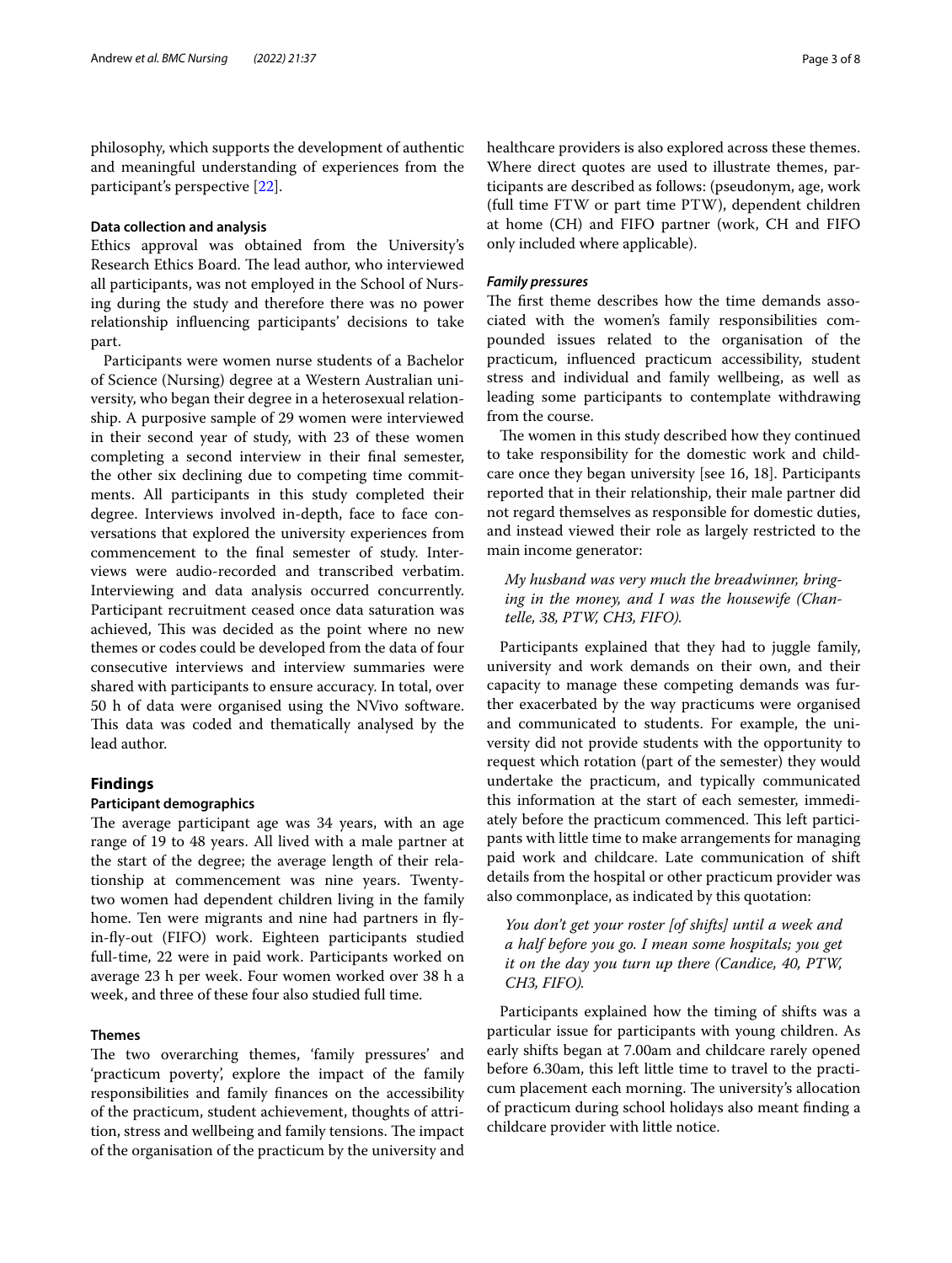philosophy, which supports the development of authentic and meaningful understanding of experiences from the participant's perspective [22].

### Data collection and analysis

Ethics approval was obtained from the University's Research Ethics Board. The lead author, who interviewed all participants, was not employed in the School of Nursing during the study and therefore there was no power relationship influencing participants' decisions to take part.

Participants were women nurse students of a Bachelor of Science (Nursing) degree at a Western Australian university, who began their degree in a heterosexual relationship. A purposive sample of 29 women were interviewed in their second year of study, with 23 of these women completing a second interview in their final semester, the other six declining due to competing time commitments. All participants in this study completed their degree. Interviews involved in-depth, face to face conversations that explored the university experiences from commencement to the final semester of study. Interviews were audio-recorded and transcribed verbatim. Interviewing and data analysis occurred concurrently. Participant recruitment ceased once data saturation was achieved, This was decided as the point where no new themes or codes could be developed from the data of four consecutive interviews and interview summaries were shared with participants to ensure accuracy. In total, over 50 h of data were organised using the NVivo software. This data was coded and thematically analysed by the lead author.

## Findings

### Participant demographics

The average participant age was 34 years, with an age range of 19 to 48 years. All lived with a male partner at the start of the degree; the average length of their relationship at commencement was nine years. Twenty-two women had dependent children living in the family home. Ten were migrants and nine had partners in fly-in-fly-out (FIFO) work. Eighteen participants studied full-time, 22 were in paid work. Participants worked on average 23 h per week. Four women worked over 38 h a week, and three of these four also studied full time.

### Themes

The two overarching themes, 'family pressures' and 'practicum poverty', explore the impact of the family responsibilities and family finances on the accessibility of the practicum, student achievement, thoughts of attrition, stress and wellbeing and family tensions. The impact of the organisation of the practicum by the university and healthcare providers is also explored across these themes. Where direct quotes are used to illustrate themes, participants are described as follows: (pseudonym, age, work (full time FTW or part time PTW), dependent children at home (CH) and FIFO partner (work, CH and FIFO only included where applicable).

#### *Family pressures*

The first theme describes how the time demands associated with the women's family responsibilities compounded issues related to the organisation of the practicum, influenced practicum accessibility, student stress and individual and family wellbeing, as well as leading some participants to contemplate withdrawing from the course.

The women in this study described how they continued to take responsibility for the domestic work and childcare once they began university [see 16, 18]. Participants reported that in their relationship, their male partner did not regard themselves as responsible for domestic duties, and instead viewed their role as largely restricted to the main income generator:

> *My husband was very much the breadwinner, bringing in the money, and I was the housewife (Chantelle, 38, PTW, CH3, FIFO).*

Participants explained that they had to juggle family, university and work demands on their own, and their capacity to manage these competing demands was further exacerbated by the way practicums were organised and communicated to students. For example, the university did not provide students with the opportunity to request which rotation (part of the semester) they would undertake the practicum, and typically communicated this information at the start of each semester, immediately before the practicum commenced. This left participants with little time to make arrangements for managing paid work and childcare. Late communication of shift details from the hospital or other practicum provider was also commonplace, as indicated by this quotation:

> *You don't get your roster [of shifts] until a week and a half before you go. I mean some hospitals; you get it on the day you turn up there (Candice, 40, PTW, CH3, FIFO).*

Participants explained how the timing of shifts was a particular issue for participants with young children. As early shifts began at 7.00am and childcare rarely opened before 6.30am, this left little time to travel to the practicum placement each morning. The university's allocation of practicum during school holidays also meant finding a childcare provider with little notice.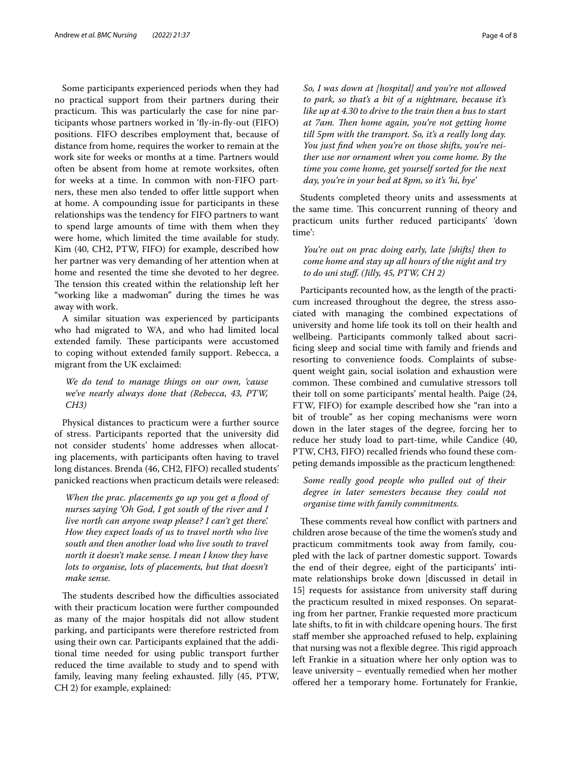Some participants experienced periods when they had no practical support from their partners during their practicum. This was particularly the case for nine participants whose partners worked in 'fly-in-fly-out (FIFO) positions. FIFO describes employment that, because of distance from home, requires the worker to remain at the work site for weeks or months at a time. Partners would often be absent from home at remote worksites, often for weeks at a time. In common with non-FIFO partners, these men also tended to offer little support when at home. A compounding issue for participants in these relationships was the tendency for FIFO partners to want to spend large amounts of time with them when they were home, which limited the time available for study. Kim (40, CH2, PTW, FIFO) for example, described how her partner was very demanding of her attention when at home and resented the time she devoted to her degree. The tension this created within the relationship left her "working like a madwoman" during the times he was away with work.

A similar situation was experienced by participants who had migrated to WA, and who had limited local extended family. These participants were accustomed to coping without extended family support. Rebecca, a migrant from the UK exclaimed:

> *We do tend to manage things on our own, 'cause we've nearly always done that (Rebecca, 43, PTW, CH3)*

Physical distances to practicum were a further source of stress. Participants reported that the university did not consider students' home addresses when allocating placements, with participants often having to travel long distances. Brenda (46, CH2, FIFO) recalled students' panicked reactions when practicum details were released:

> *When the prac. placements go up you get a flood of nurses saying 'Oh God, I got south of the river and I live north can anyone swap please? I can't get there'. How they expect loads of us to travel north who live south and then another load who live south to travel north it doesn't make sense. I mean I know they have lots to organise, lots of placements, but that doesn't make sense.*

The students described how the difficulties associated with their practicum location were further compounded as many of the major hospitals did not allow student parking, and participants were therefore restricted from using their own car. Participants explained that the additional time needed for using public transport further reduced the time available to study and to spend with family, leaving many feeling exhausted. Jilly (45, PTW, CH 2) for example, explained:

> *So, I was down at [hospital] and you're not allowed to park, so that's a bit of a nightmare, because it's like up at 4.30 to drive to the train then a bus to start at 7am. Then home again, you're not getting home till 5pm with the transport. So, it's a really long day. You just find when you're on those shifts, you're neither use nor ornament when you come home. By the time you come home, get yourself sorted for the next day, you're in your bed at 8pm, so it's 'hi, bye'*

Students completed theory units and assessments at the same time. This concurrent running of theory and practicum units further reduced participants' 'down time':

> *You're out on prac doing early, late [shifts] then to come home and stay up all hours of the night and try to do uni stuff. (Jilly, 45, PTW, CH 2)*

Participants recounted how, as the length of the practicum increased throughout the degree, the stress associated with managing the combined expectations of university and home life took its toll on their health and wellbeing. Participants commonly talked about sacrificing sleep and social time with family and friends and resorting to convenience foods. Complaints of subsequent weight gain, social isolation and exhaustion were common. These combined and cumulative stressors toll their toll on some participants' mental health. Paige (24, FTW, FIFO) for example described how she "ran into a bit of trouble" as her coping mechanisms were worn down in the later stages of the degree, forcing her to reduce her study load to part-time, while Candice (40, PTW, CH3, FIFO) recalled friends who found these competing demands impossible as the practicum lengthened:

> *Some really good people who pulled out of their degree in later semesters because they could not organise time with family commitments.*

These comments reveal how conflict with partners and children arose because of the time the women's study and practicum commitments took away from family, coupled with the lack of partner domestic support. Towards the end of their degree, eight of the participants' intimate relationships broke down [discussed in detail in 15] requests for assistance from university staff during the practicum resulted in mixed responses. On separating from her partner, Frankie requested more practicum late shifts, to fit in with childcare opening hours. The first staff member she approached refused to help, explaining that nursing was not a flexible degree. This rigid approach left Frankie in a situation where her only option was to leave university – eventually remedied when her mother offered her a temporary home. Fortunately for Frankie,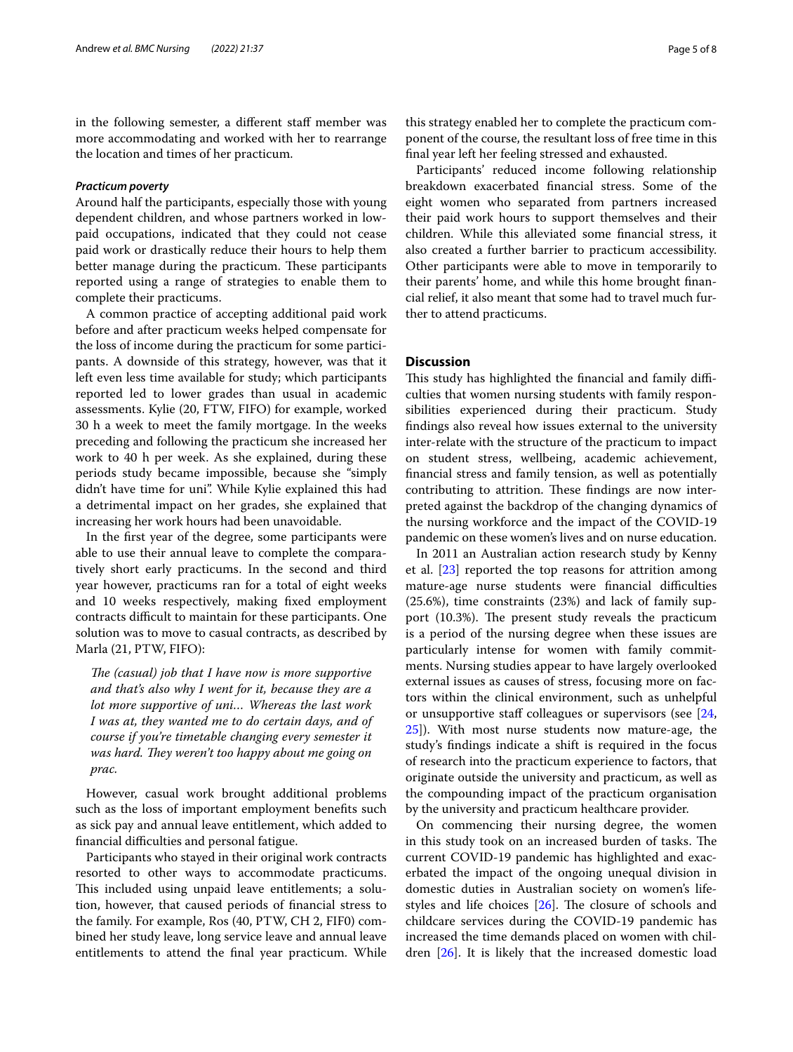in the following semester, a different staff member was more accommodating and worked with her to rearrange the location and times of her practicum.

### *Practicum poverty*

Around half the participants, especially those with young dependent children, and whose partners worked in low-paid occupations, indicated that they could not cease paid work or drastically reduce their hours to help them better manage during the practicum. These participants reported using a range of strategies to enable them to complete their practicums.

A common practice of accepting additional paid work before and after practicum weeks helped compensate for the loss of income during the practicum for some participants. A downside of this strategy, however, was that it left even less time available for study; which participants reported led to lower grades than usual in academic assessments. Kylie (20, FTW, FIFO) for example, worked 30 h a week to meet the family mortgage. In the weeks preceding and following the practicum she increased her work to 40 h per week. As she explained, during these periods study became impossible, because she "simply didn't have time for uni". While Kylie explained this had a detrimental impact on her grades, she explained that increasing her work hours had been unavoidable.

In the first year of the degree, some participants were able to use their annual leave to complete the comparatively short early practicums. In the second and third year however, practicums ran for a total of eight weeks and 10 weeks respectively, making fixed employment contracts difficult to maintain for these participants. One solution was to move to casual contracts, as described by Marla (21, PTW, FIFO):

> *The (casual) job that I have now is more supportive and that's also why I went for it, because they are a lot more supportive of uni… Whereas the last work I was at, they wanted me to do certain days, and of course if you're timetable changing every semester it was hard. They weren't too happy about me going on prac.*

However, casual work brought additional problems such as the loss of important employment benefits such as sick pay and annual leave entitlement, which added to financial difficulties and personal fatigue.

Participants who stayed in their original work contracts resorted to other ways to accommodate practicums. This included using unpaid leave entitlements; a solution, however, that caused periods of financial stress to the family. For example, Ros (40, PTW, CH 2, FIF0) combined her study leave, long service leave and annual leave entitlements to attend the final year practicum. While this strategy enabled her to complete the practicum component of the course, the resultant loss of free time in this final year left her feeling stressed and exhausted.

Participants' reduced income following relationship breakdown exacerbated financial stress. Some of the eight women who separated from partners increased their paid work hours to support themselves and their children. While this alleviated some financial stress, it also created a further barrier to practicum accessibility. Other participants were able to move in temporarily to their parents' home, and while this home brought financial relief, it also meant that some had to travel much further to attend practicums.

## Discussion

This study has highlighted the financial and family difficulties that women nursing students with family responsibilities experienced during their practicum. Study findings also reveal how issues external to the university inter-relate with the structure of the practicum to impact on student stress, wellbeing, academic achievement, financial stress and family tension, as well as potentially contributing to attrition. These findings are now interpreted against the backdrop of the changing dynamics of the nursing workforce and the impact of the COVID-19 pandemic on these women's lives and on nurse education.

In 2011 an Australian action research study by Kenny et al. [23] reported the top reasons for attrition among mature-age nurse students were financial difficulties (25.6%), time constraints (23%) and lack of family support (10.3%). The present study reveals the practicum is a period of the nursing degree when these issues are particularly intense for women with family commitments. Nursing studies appear to have largely overlooked external issues as causes of stress, focusing more on factors within the clinical environment, such as unhelpful or unsupportive staff colleagues or supervisors (see [24, 25]). With most nurse students now mature-age, the study's findings indicate a shift is required in the focus of research into the practicum experience to factors, that originate outside the university and practicum, as well as the compounding impact of the practicum organisation by the university and practicum healthcare provider.

On commencing their nursing degree, the women in this study took on an increased burden of tasks. The current COVID-19 pandemic has highlighted and exacerbated the impact of the ongoing unequal division in domestic duties in Australian society on women's lifestyles and life choices [26]. The closure of schools and childcare services during the COVID-19 pandemic has increased the time demands placed on women with children [26]. It is likely that the increased domestic load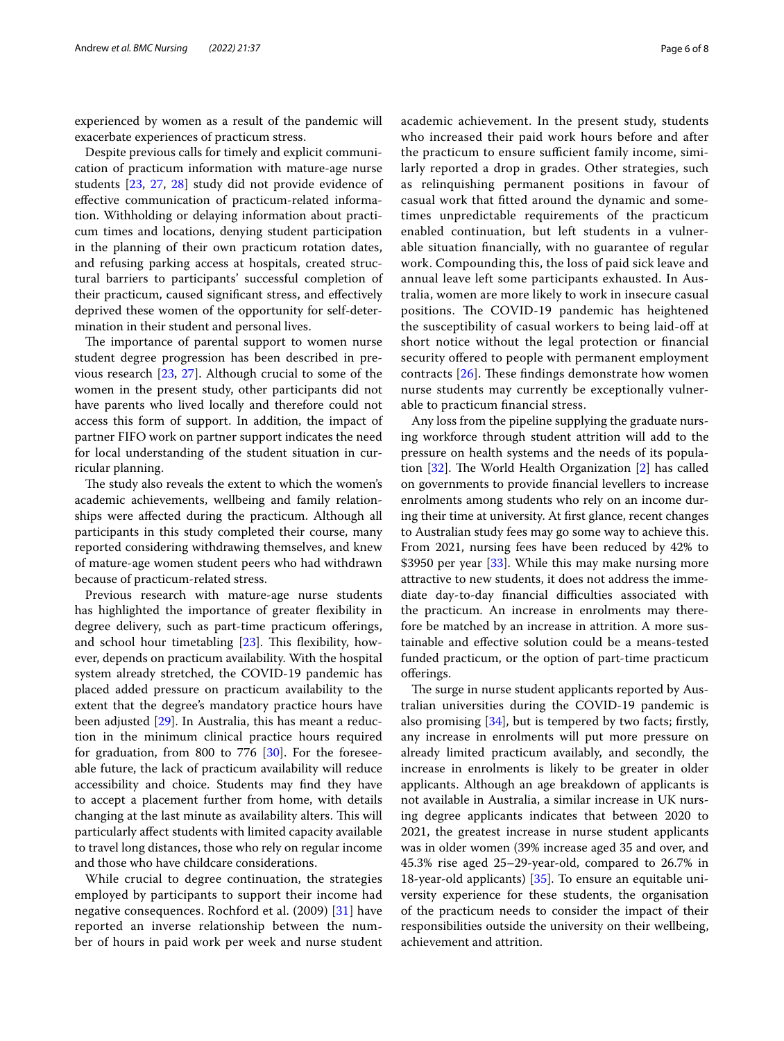experienced by women as a result of the pandemic will exacerbate experiences of practicum stress.

Despite previous calls for timely and explicit communication of practicum information with mature-age nurse students [23, 27, 28] study did not provide evidence of effective communication of practicum-related information. Withholding or delaying information about practicum times and locations, denying student participation in the planning of their own practicum rotation dates, and refusing parking access at hospitals, created structural barriers to participants' successful completion of their practicum, caused significant stress, and effectively deprived these women of the opportunity for self-determination in their student and personal lives.

The importance of parental support to women nurse student degree progression has been described in previous research [23, 27]. Although crucial to some of the women in the present study, other participants did not have parents who lived locally and therefore could not access this form of support. In addition, the impact of partner FIFO work on partner support indicates the need for local understanding of the student situation in curricular planning.

The study also reveals the extent to which the women's academic achievements, wellbeing and family relationships were affected during the practicum. Although all participants in this study completed their course, many reported considering withdrawing themselves, and knew of mature-age women student peers who had withdrawn because of practicum-related stress.

Previous research with mature-age nurse students has highlighted the importance of greater flexibility in degree delivery, such as part-time practicum offerings, and school hour timetabling [23]. This flexibility, however, depends on practicum availability. With the hospital system already stretched, the COVID-19 pandemic has placed added pressure on practicum availability to the extent that the degree's mandatory practice hours have been adjusted [29]. In Australia, this has meant a reduction in the minimum clinical practice hours required for graduation, from 800 to 776 [30]. For the foreseeable future, the lack of practicum availability will reduce accessibility and choice. Students may find they have to accept a placement further from home, with details changing at the last minute as availability alters. This will particularly affect students with limited capacity available to travel long distances, those who rely on regular income and those who have childcare considerations.

While crucial to degree continuation, the strategies employed by participants to support their income had negative consequences. Rochford et al. (2009) [31] have reported an inverse relationship between the number of hours in paid work per week and nurse student academic achievement. In the present study, students who increased their paid work hours before and after the practicum to ensure sufficient family income, similarly reported a drop in grades. Other strategies, such as relinquishing permanent positions in favour of casual work that fitted around the dynamic and sometimes unpredictable requirements of the practicum enabled continuation, but left students in a vulnerable situation financially, with no guarantee of regular work. Compounding this, the loss of paid sick leave and annual leave left some participants exhausted. In Australia, women are more likely to work in insecure casual positions. The COVID-19 pandemic has heightened the susceptibility of casual workers to being laid-off at short notice without the legal protection or financial security offered to people with permanent employment contracts [26]. These findings demonstrate how women nurse students may currently be exceptionally vulnerable to practicum financial stress.

Any loss from the pipeline supplying the graduate nursing workforce through student attrition will add to the pressure on health systems and the needs of its population [32]. The World Health Organization [2] has called on governments to provide financial levellers to increase enrolments among students who rely on an income during their time at university. At first glance, recent changes to Australian study fees may go some way to achieve this. From 2021, nursing fees have been reduced by 42% to $3950 per year [33]. While this may make nursing more attractive to new students, it does not address the immediate day-to-day financial difficulties associated with the practicum. An increase in enrolments may therefore be matched by an increase in attrition. A more sustainable and effective solution could be a means-tested funded practicum, or the option of part-time practicum offerings.

The surge in nurse student applicants reported by Australian universities during the COVID-19 pandemic is also promising [34], but is tempered by two facts; firstly, any increase in enrolments will put more pressure on already limited practicum availably, and secondly, the increase in enrolments is likely to be greater in older applicants. Although an age breakdown of applicants is not available in Australia, a similar increase in UK nursing degree applicants indicates that between 2020 to 2021, the greatest increase in nurse student applicants was in older women (39% increase aged 35 and over, and 45.3% rise aged 25–29-year-old, compared to 26.7% in 18-year-old applicants) [35]. To ensure an equitable university experience for these students, the organisation of the practicum needs to consider the impact of their responsibilities outside the university on their wellbeing, achievement and attrition.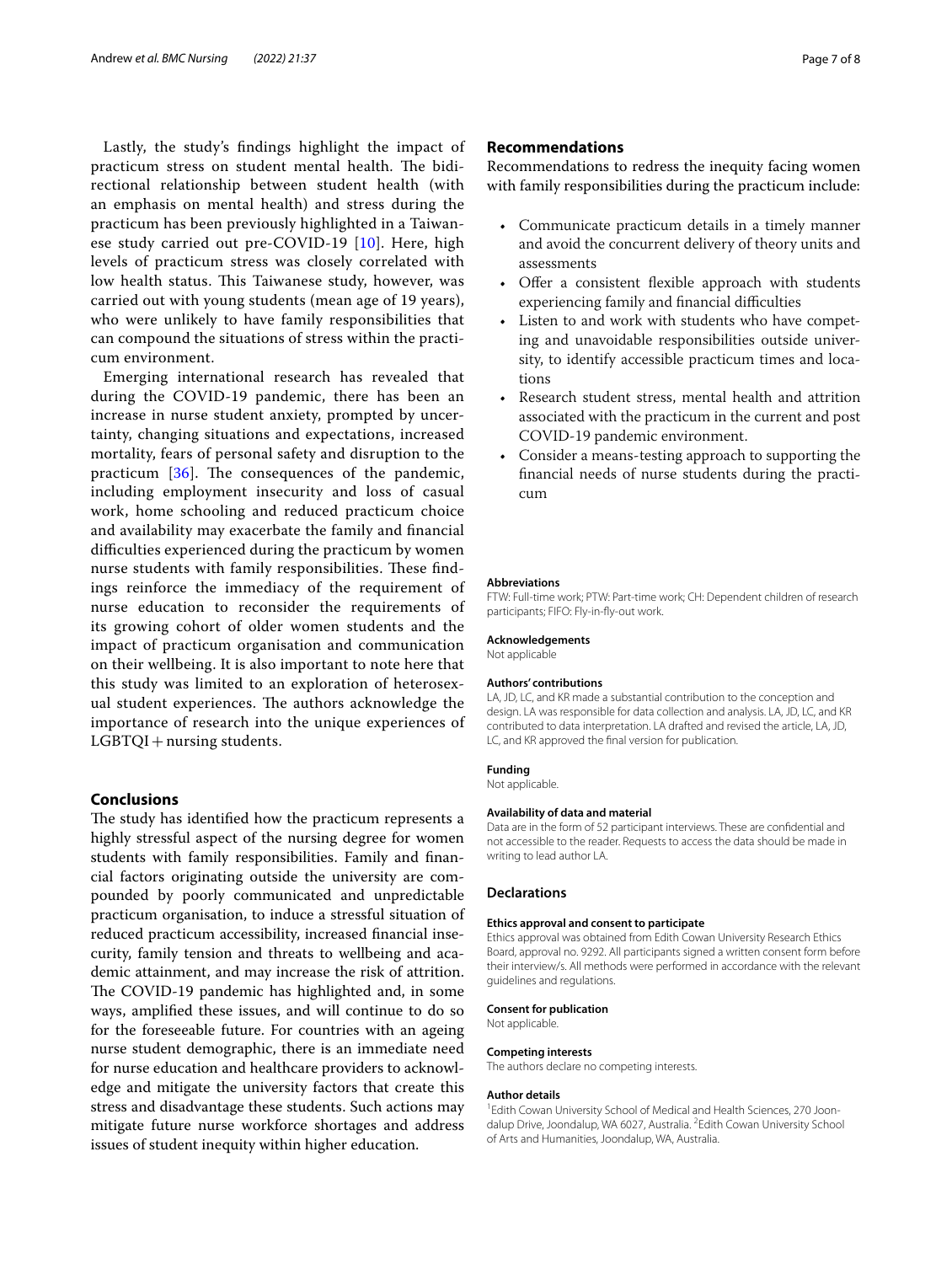Lastly, the study's findings highlight the impact of practicum stress on student mental health. The bidirectional relationship between student health (with an emphasis on mental health) and stress during the practicum has been previously highlighted in a Taiwanese study carried out pre-COVID-19 [10]. Here, high levels of practicum stress was closely correlated with low health status. This Taiwanese study, however, was carried out with young students (mean age of 19 years), who were unlikely to have family responsibilities that can compound the situations of stress within the practicum environment.

Emerging international research has revealed that during the COVID-19 pandemic, there has been an increase in nurse student anxiety, prompted by uncertainty, changing situations and expectations, increased mortality, fears of personal safety and disruption to the practicum [36]. The consequences of the pandemic, including employment insecurity and loss of casual work, home schooling and reduced practicum choice and availability may exacerbate the family and financial difficulties experienced during the practicum by women nurse students with family responsibilities. These findings reinforce the immediacy of the requirement of nurse education to reconsider the requirements of its growing cohort of older women students and the impact of practicum organisation and communication on their wellbeing. It is also important to note here that this study was limited to an exploration of heterosexual student experiences. The authors acknowledge the importance of research into the unique experiences of LGBTQI + nursing students.

## Conclusions

The study has identified how the practicum represents a highly stressful aspect of the nursing degree for women students with family responsibilities. Family and financial factors originating outside the university are compounded by poorly communicated and unpredictable practicum organisation, to induce a stressful situation of reduced practicum accessibility, increased financial insecurity, family tension and threats to wellbeing and academic attainment, and may increase the risk of attrition. The COVID-19 pandemic has highlighted and, in some ways, amplified these issues, and will continue to do so for the foreseeable future. For countries with an ageing nurse student demographic, there is an immediate need for nurse education and healthcare providers to acknowledge and mitigate the university factors that create this stress and disadvantage these students. Such actions may mitigate future nurse workforce shortages and address issues of student inequity within higher education.

## Recommendations

Recommendations to redress the inequity facing women with family responsibilities during the practicum include:

- Communicate practicum details in a timely manner and avoid the concurrent delivery of theory units and assessments
- Offer a consistent flexible approach with students experiencing family and financial difficulties
- Listen to and work with students who have competing and unavoidable responsibilities outside university, to identify accessible practicum times and locations
- Research student stress, mental health and attrition associated with the practicum in the current and post COVID-19 pandemic environment.
- Consider a means-testing approach to supporting the financial needs of nurse students during the practicum

#### Abbreviations

FTW: Full-time work; PTW: Part-time work; CH: Dependent children of research participants; FIFO: Fly-in-fly-out work.

#### Acknowledgements

Not applicable

#### Authors' contributions

LA, JD, LC, and KR made a substantial contribution to the conception and design. LA was responsible for data collection and analysis. LA, JD, LC, and KR contributed to data interpretation. LA drafted and revised the article, LA, JD, LC, and KR approved the final version for publication.

#### Funding

Not applicable.

#### Availability of data and material

Data are in the form of 52 participant interviews. These are confidential and not accessible to the reader. Requests to access the data should be made in writing to lead author LA.

### Declarations

#### Ethics approval and consent to participate

Ethics approval was obtained from Edith Cowan University Research Ethics Board, approval no. 9292. All participants signed a written consent form before their interview/s. All methods were performed in accordance with the relevant guidelines and regulations.

#### Consent for publication

Not applicable.

#### Competing interests

The authors declare no competing interests.

#### Author details

[1]Edith Cowan University School of Medical and Health Sciences, 270 Joondalup Drive, Joondalup, WA 6027, Australia. [2]Edith Cowan University School of Arts and Humanities, Joondalup, WA, Australia.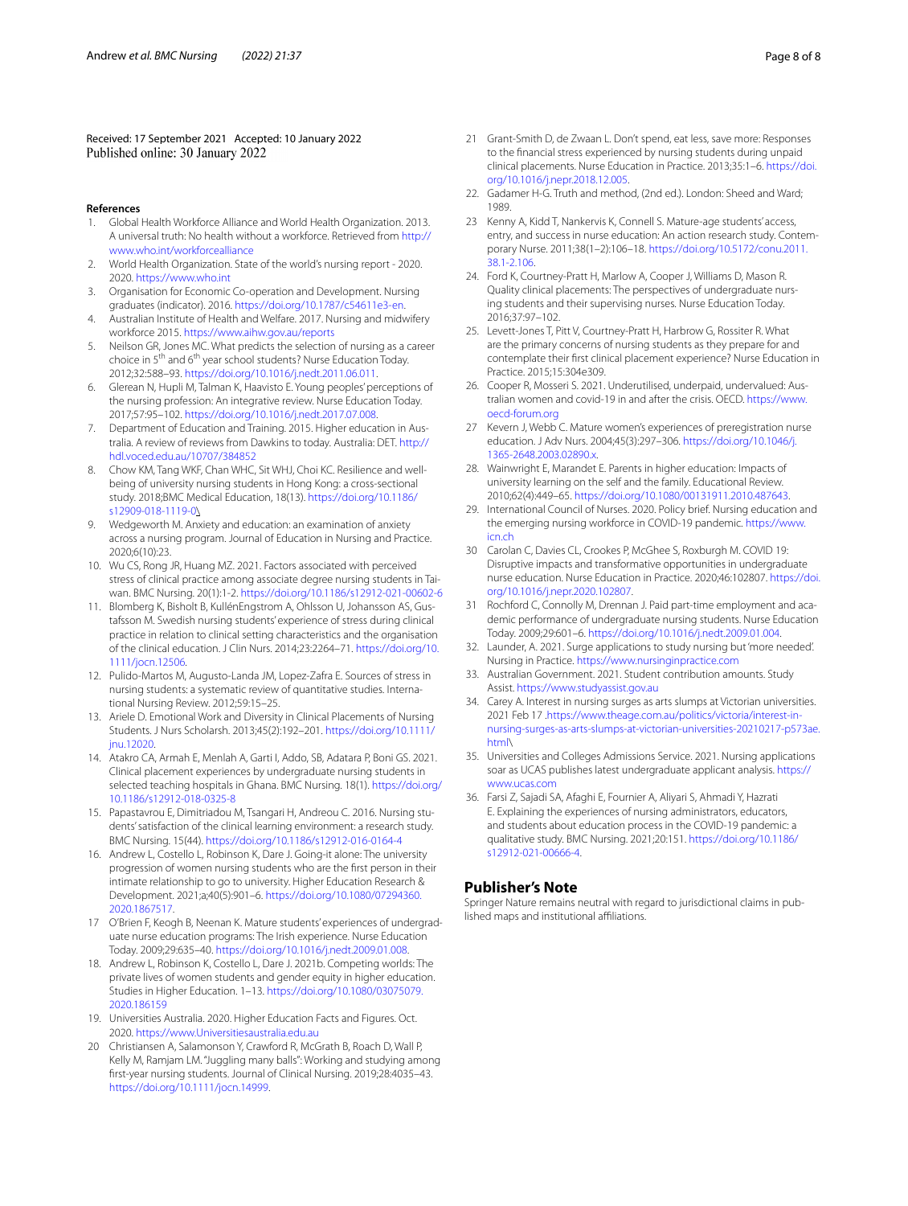Received: 17 September 2021 Accepted: 10 January 2022
Published online: 30 January 2022

## References

1. Global Health Workforce Alliance and World Health Organization. 2013. A universal truth: No health without a workforce. Retrieved from http://www.who.int/workforcealliance
2. World Health Organization. State of the world's nursing report - 2020. 2020. https://www.who.int
3. Organisation for Economic Co-operation and Development. Nursing graduates (indicator). 2016. https://doi.org/10.1787/c54611e3-en.
4. Australian Institute of Health and Welfare. 2017. Nursing and midwifery workforce 2015. https://www.aihw.gov.au/reports
5. Neilson GR, Jones MC. What predicts the selection of nursing as a career choice in 5th and 6th year school students? Nurse Education Today. 2012;32:588–93. https://doi.org/10.1016/j.nedt.2011.06.011.
6. Glerean N, Hupli M, Talman K, Haavisto E. Young peoples' perceptions of the nursing profession: An integrative review. Nurse Education Today. 2017;57:95–102. https://doi.org/10.1016/j.nedt.2017.07.008.
7. Department of Education and Training. 2015. Higher education in Australia. A review of reviews from Dawkins to today. Australia: DET. http://hdl.voced.edu.au/10707/384852
8. Chow KM, Tang WKF, Chan WHC, Sit WHJ, Choi KC. Resilience and well-being of university nursing students in Hong Kong: a cross-sectional study. 2018;BMC Medical Education, 18(13). https://doi.org/10.1186/s12909-018-1119-0\
9. Wedgeworth M. Anxiety and education: an examination of anxiety across a nursing program. Journal of Education in Nursing and Practice. 2020;6(10):23.
10. Wu CS, Rong JR, Huang MZ. 2021. Factors associated with perceived stress of clinical practice among associate degree nursing students in Taiwan. BMC Nursing. 20(1):1-2. https://doi.org/10.1186/s12912-021-00602-6
11. Blomberg K, Bisholt B, KullénEngstrom A, Ohlsson U, Johansson AS, Gustafsson M. Swedish nursing students' experience of stress during clinical practice in relation to clinical setting characteristics and the organisation of the clinical education. J Clin Nurs. 2014;23:2264–71. https://doi.org/10.1111/jocn.12506.
12. Pulido-Martos M, Augusto-Landa JM, Lopez-Zafra E. Sources of stress in nursing students: a systematic review of quantitative studies. International Nursing Review. 2012;59:15–25.
13. Ariele D. Emotional Work and Diversity in Clinical Placements of Nursing Students. J Nurs Scholarsh. 2013;45(2):192–201. https://doi.org/10.1111/jnu.12020.
14. Atakro CA, Armah E, Menlah A, Garti I, Addo, SB, Adatara P, Boni GS. 2021. Clinical placement experiences by undergraduate nursing students in selected teaching hospitals in Ghana. BMC Nursing. 18(1). https://doi.org/10.1186/s12912-018-0325-8
15. Papastavrou E, Dimitriadou M, Tsangari H, Andreou C. 2016. Nursing students' satisfaction of the clinical learning environment: a research study. BMC Nursing. 15(44). https://doi.org/10.1186/s12912-016-0164-4
16. Andrew L, Costello L, Robinson K, Dare J. Going-it alone: The university progression of women nursing students who are the first person in their intimate relationship to go to university. Higher Education Research & Development. 2021;a;40(5):901–6. https://doi.org/10.1080/07294360.2020.1867517.
17. O'Brien F, Keogh B, Neenan K. Mature students' experiences of undergraduate nurse education programs: The Irish experience. Nurse Education Today. 2009;29:635–40. https://doi.org/10.1016/j.nedt.2009.01.008.
18. Andrew L, Robinson K, Costello L, Dare J. 2021b. Competing worlds: The private lives of women students and gender equity in higher education. Studies in Higher Education. 1–13. https://doi.org/10.1080/03075079.2020.186159
19. Universities Australia. 2020. Higher Education Facts and Figures. Oct. 2020. https://www.Universitiesaustralia.edu.au
20. Christiansen A, Salamonson Y, Crawford R, McGrath B, Roach D, Wall P, Kelly M, Ramjam LM. "Juggling many balls": Working and studying among first-year nursing students. Journal of Clinical Nursing. 2019;28:4035–43. https://doi.org/10.1111/jocn.14999.
21. Grant-Smith D, de Zwaan L. Don't spend, eat less, save more: Responses to the financial stress experienced by nursing students during unpaid clinical placements. Nurse Education in Practice. 2013;35:1–6. https://doi.org/10.1016/j.nepr.2018.12.005.
22. Gadamer H-G. Truth and method, (2nd ed.). London: Sheed and Ward; 1989.
23. Kenny A, Kidd T, Nankervis K, Connell S. Mature-age students' access, entry, and success in nurse education: An action research study. Contemporary Nurse. 2011;38(1–2):106–18. https://doi.org/10.5172/conu.2011.38.1-2.106.
24. Ford K, Courtney-Pratt H, Marlow A, Cooper J, Williams D, Mason R. Quality clinical placements: The perspectives of undergraduate nursing students and their supervising nurses. Nurse Education Today. 2016;37:97–102.
25. Levett-Jones T, Pitt V, Courtney-Pratt H, Harbrow G, Rossiter R. What are the primary concerns of nursing students as they prepare for and contemplate their first clinical placement experience? Nurse Education in Practice. 2015;15:304e309.
26. Cooper R, Mosseri S. 2021. Underutilised, underpaid, undervalued: Australian women and covid-19 in and after the crisis. OECD. https://www.oecd-forum.org
27. Kevern J, Webb C. Mature women's experiences of preregistration nurse education. J Adv Nurs. 2004;45(3):297–306. https://doi.org/10.1046/j.1365-2648.2003.02890.x.
28. Wainwright E, Marandet E. Parents in higher education: Impacts of university learning on the self and the family. Educational Review. 2010;62(4):449–65. https://doi.org/10.1080/00131911.2010.487643.
29. International Council of Nurses. 2020. Policy brief. Nursing education and the emerging nursing workforce in COVID-19 pandemic. https://www.icn.ch
30. Carolan C, Davies CL, Crookes P, McGhee S, Roxburgh M. COVID 19: Disruptive impacts and transformative opportunities in undergraduate nurse education. Nurse Education in Practice. 2020;46:102807. https://doi.org/10.1016/j.nepr.2020.102807.
31. Rochford C, Connolly M, Drennan J. Paid part-time employment and academic performance of undergraduate nursing students. Nurse Education Today. 2009;29:601–6. https://doi.org/10.1016/j.nedt.2009.01.004.
32. Launder, A. 2021. Surge applications to study nursing but 'more needed'. Nursing in Practice. https://www.nursinginpractice.com
33. Australian Government. 2021. Student contribution amounts. Study Assist. https://www.studyassist.gov.au
34. Carey A. Interest in nursing surges as arts slumps at Victorian universities. 2021 Feb 17 .https://www.theage.com.au/politics/victoria/interest-in-nursing-surges-as-arts-slumps-at-victorian-universities-20210217-p573ae.html\
35. Universities and Colleges Admissions Service. 2021. Nursing applications soar as UCAS publishes latest undergraduate applicant analysis. https://www.ucas.com
36. Farsi Z, Sajadi SA, Afaghi E, Fournier A, Aliyari S, Ahmadi Y, Hazrati E. Explaining the experiences of nursing administrators, educators, and students about education process in the COVID-19 pandemic: a qualitative study. BMC Nursing. 2021;20:151. https://doi.org/10.1186/s12912-021-00666-4.

## Publisher's Note

Springer Nature remains neutral with regard to jurisdictional claims in published maps and institutional affiliations.